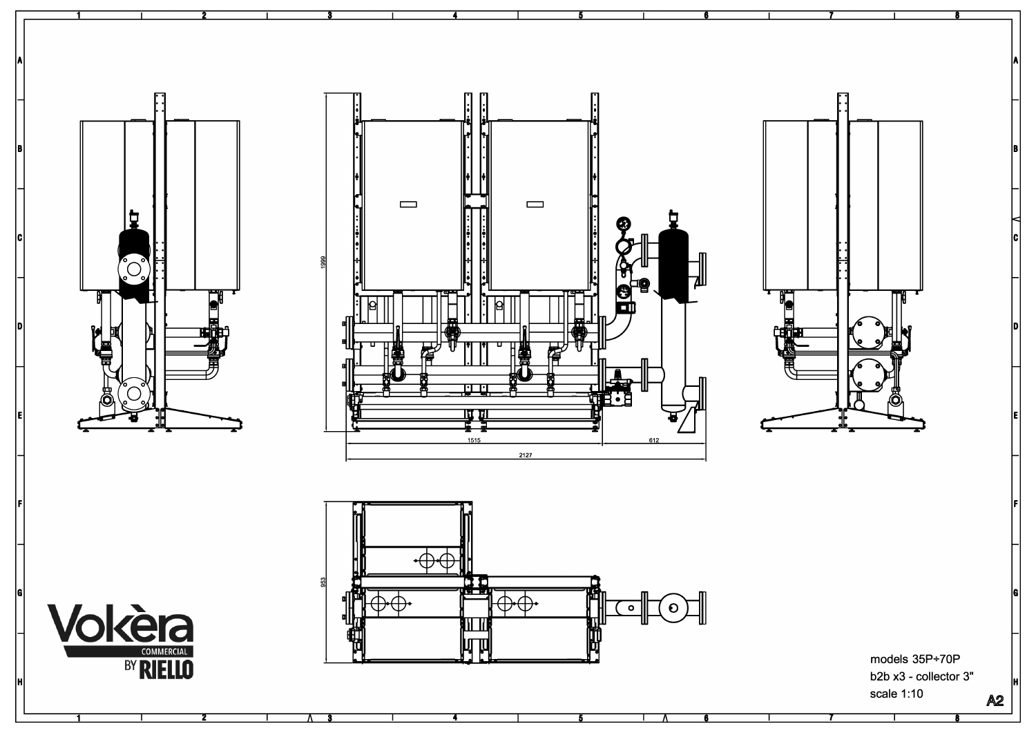1999

1515

612

2127

953

Vokèra COMMERCIAL BY RIELLO

models 35P÷70P

b2b x3 - collector 3"

scale 1:10

A2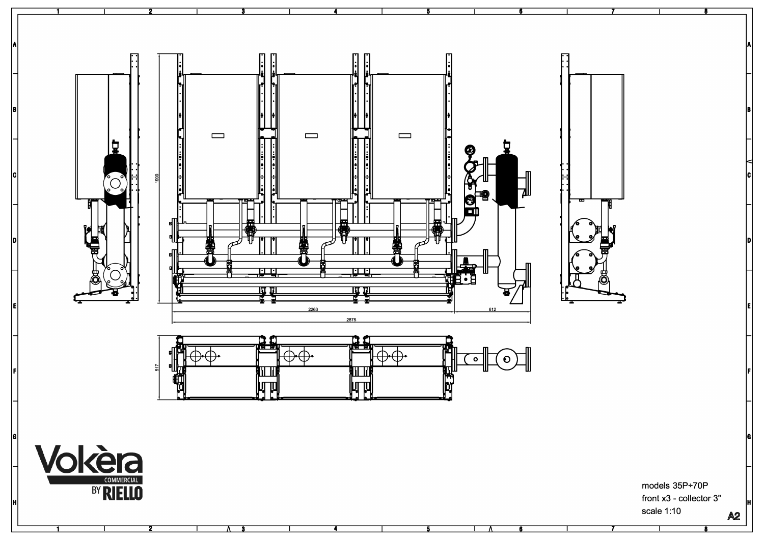models 35P÷70P

front x3 - collector 3"

scale 1:10

A2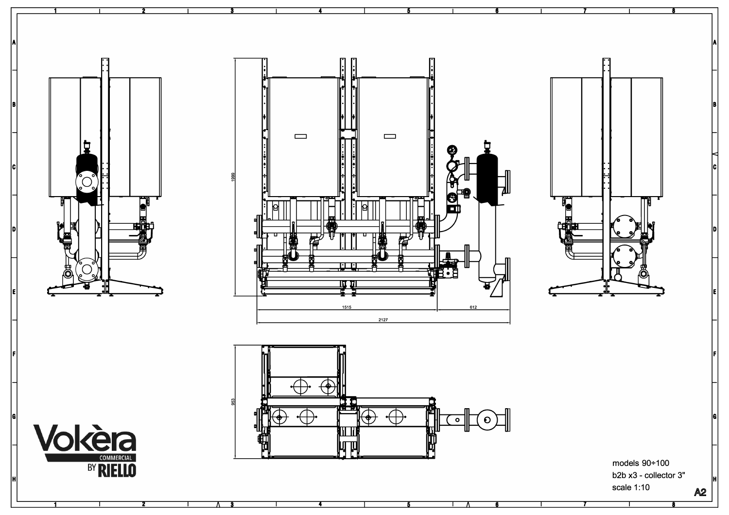models 90÷100

b2b x3 - collector 3"

scale 1:10

A2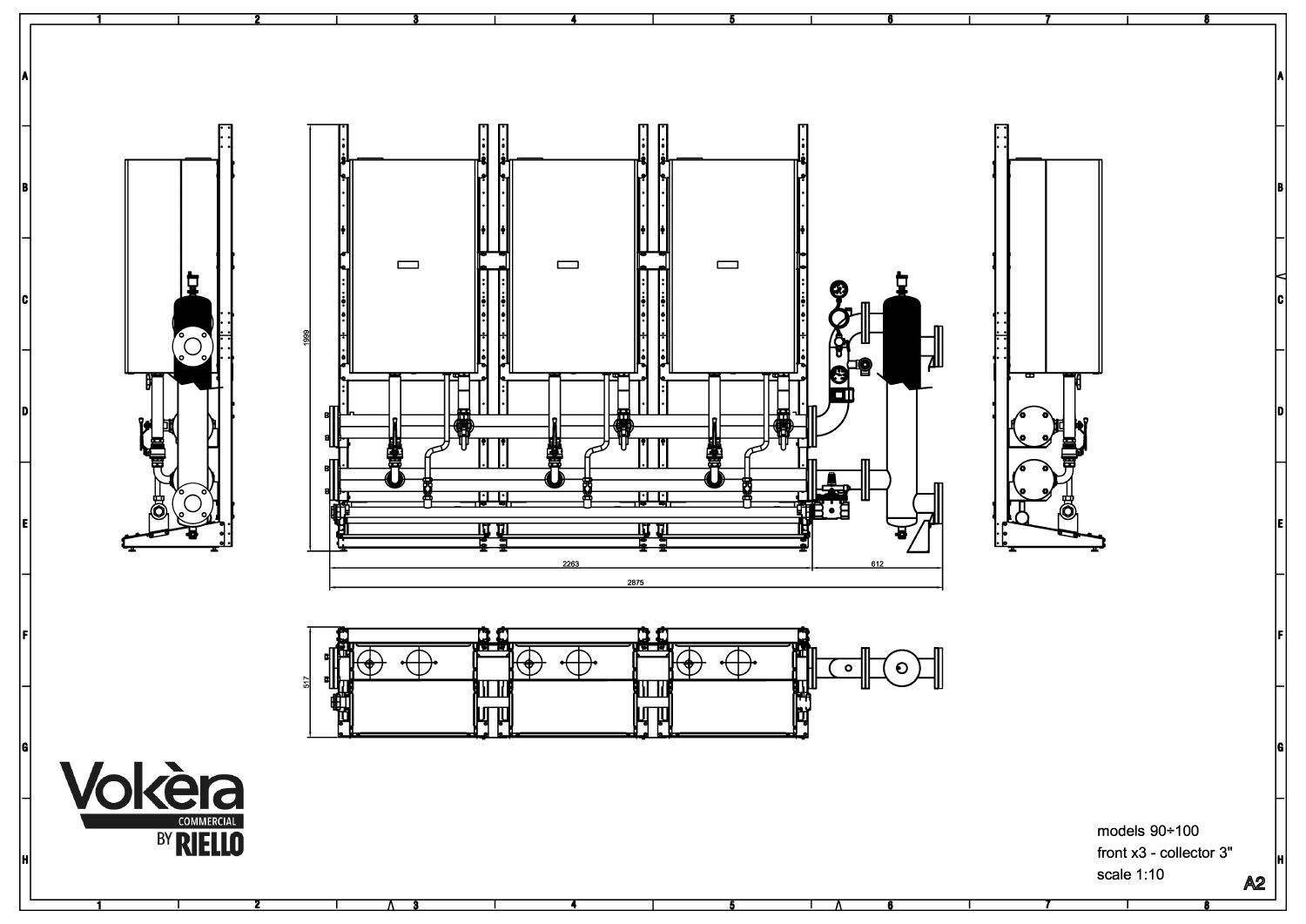1999

2263

612

2875

517

Vokèra COMMERCIAL BY RIELLO

models 90÷100

front x3 - collector 3"

scale 1:10

A2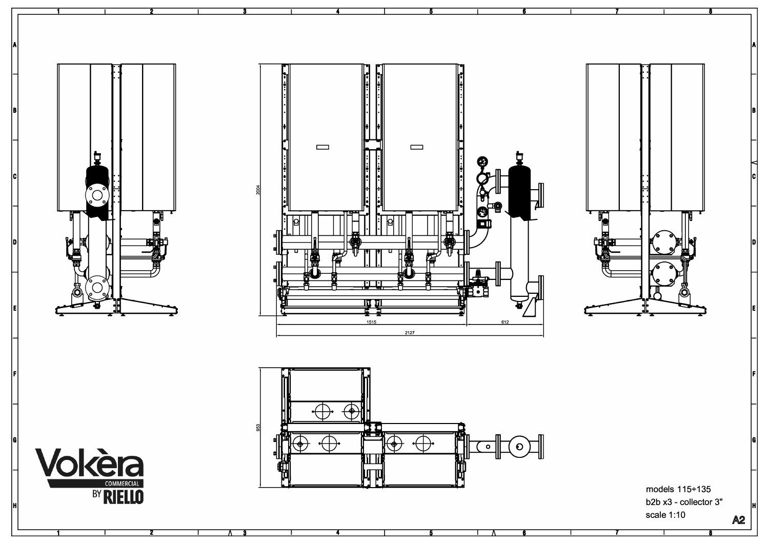models 115÷135

b2b x3 - collector 3"

scale 1:10

A2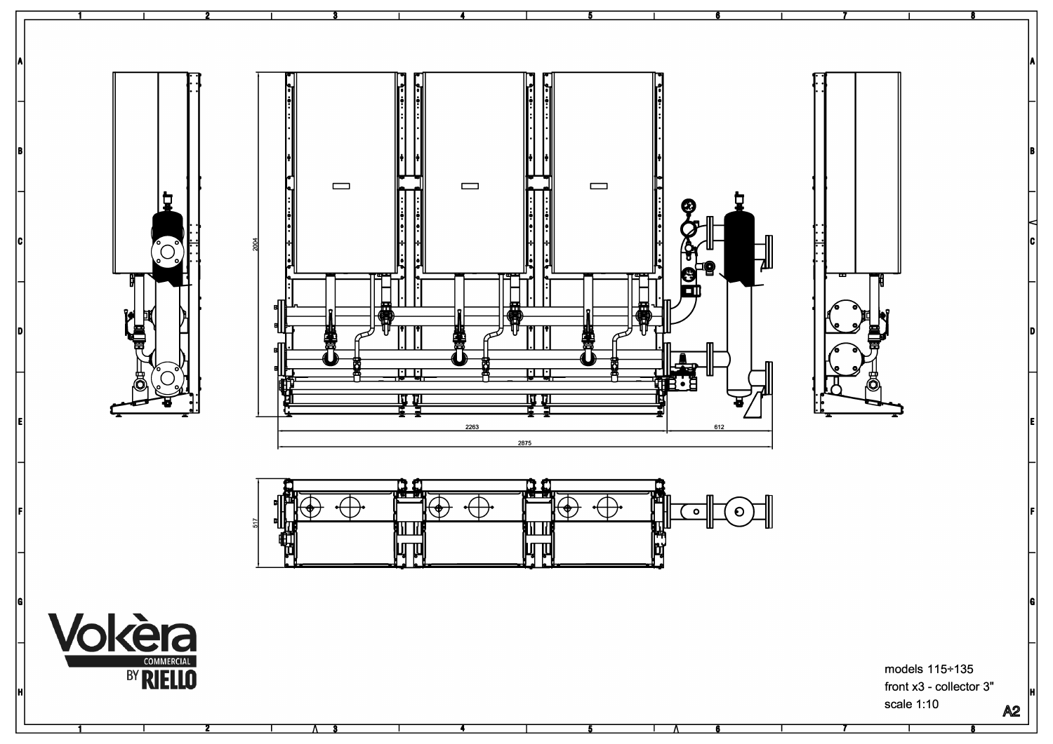2004

2263

612

2875

517

Vokèra
COMMERCIAL
BY RIELLO

models 115÷135
front x3 - collector 3"
scale 1:10

A2